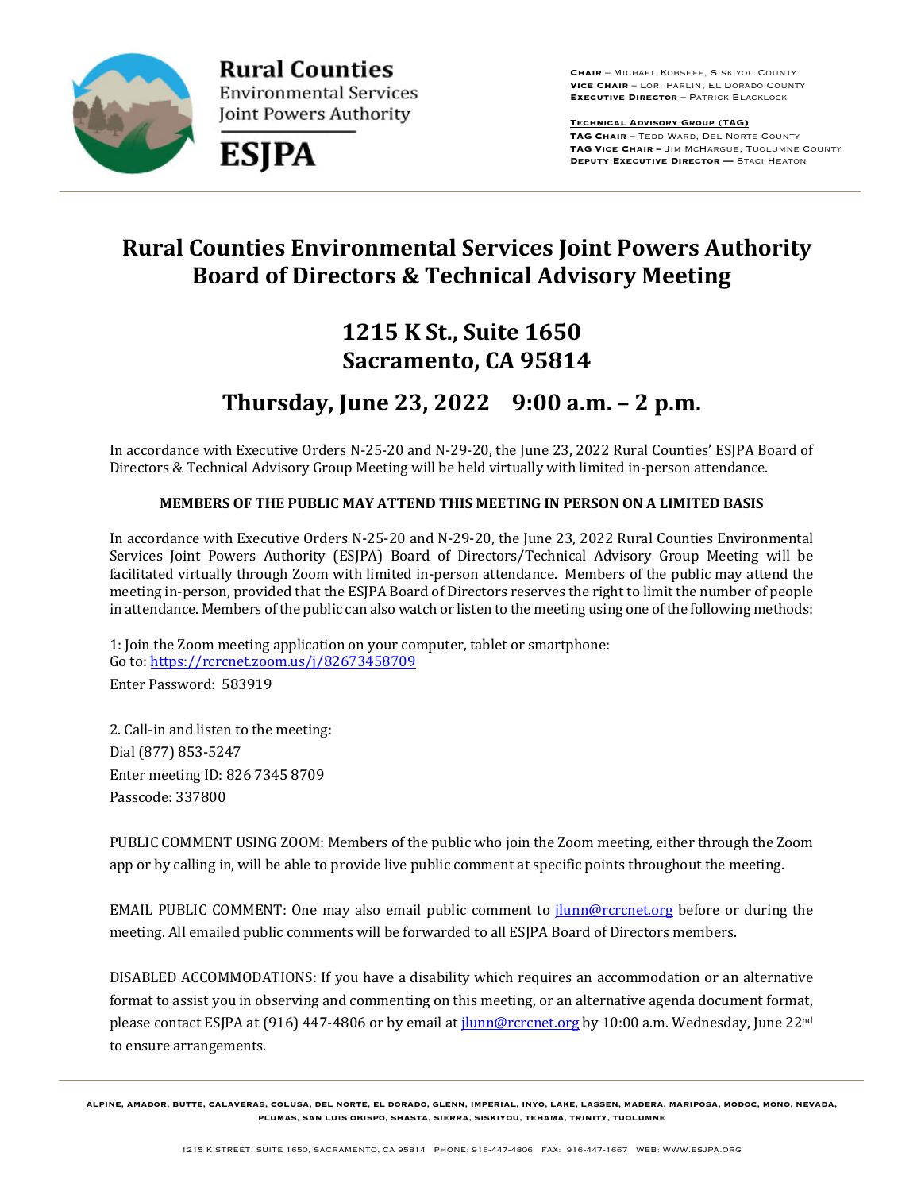**Rural Counties**
Environmental Services
Joint Powers Authority

**ESJPA**

**CHAIR** – MICHAEL KOBSEFF, SISKIYOU COUNTY
**VICE CHAIR** – LORI PARLIN, EL DORADO COUNTY
**EXECUTIVE DIRECTOR** – PATRICK BLACKLOCK

**TECHNICAL ADVISORY GROUP (TAG)**
**TAG CHAIR** – TEDD WARD, DEL NORTE COUNTY
**TAG VICE CHAIR** – JIM MCHARGUE, TUOLUMNE COUNTY
**DEPUTY EXECUTIVE DIRECTOR** — STACI HEATON

# Rural Counties Environmental Services Joint Powers Authority Board of Directors & Technical Advisory Meeting

## 1215 K St., Suite 1650 Sacramento, CA 95814

## Thursday, June 23, 2022 9:00 a.m. – 2 p.m.

In accordance with Executive Orders N-25-20 and N-29-20, the June 23, 2022 Rural Counties' ESJPA Board of Directors & Technical Advisory Group Meeting will be held virtually with limited in-person attendance.

**MEMBERS OF THE PUBLIC MAY ATTEND THIS MEETING IN PERSON ON A LIMITED BASIS**

In accordance with Executive Orders N-25-20 and N-29-20, the June 23, 2022 Rural Counties Environmental Services Joint Powers Authority (ESJPA) Board of Directors/Technical Advisory Group Meeting will be facilitated virtually through Zoom with limited in-person attendance. Members of the public may attend the meeting in-person, provided that the ESJPA Board of Directors reserves the right to limit the number of people in attendance. Members of the public can also watch or listen to the meeting using one of the following methods:

1: Join the Zoom meeting application on your computer, tablet or smartphone:
Go to: https://rcrcnet.zoom.us/j/82673458709
Enter Password: 583919

2. Call-in and listen to the meeting:
Dial (877) 853-5247
Enter meeting ID: 826 7345 8709
Passcode: 337800

PUBLIC COMMENT USING ZOOM: Members of the public who join the Zoom meeting, either through the Zoom app or by calling in, will be able to provide live public comment at specific points throughout the meeting.

EMAIL PUBLIC COMMENT: One may also email public comment to jlunn@rcrcnet.org before or during the meeting. All emailed public comments will be forwarded to all ESJPA Board of Directors members.

DISABLED ACCOMMODATIONS: If you have a disability which requires an accommodation or an alternative format to assist you in observing and commenting on this meeting, or an alternative agenda document format, please contact ESJPA at (916) 447-4806 or by email at jlunn@rcrcnet.org by 10:00 a.m. Wednesday, June 22nd to ensure arrangements.

ALPINE, AMADOR, BUTTE, CALAVERAS, COLUSA, DEL NORTE, EL DORADO, GLENN, IMPERIAL, INYO, LAKE, LASSEN, MADERA, MARIPOSA, MODOC, MONO, NEVADA, PLUMAS, SAN LUIS OBISPO, SHASTA, SIERRA, SISKIYOU, TEHAMA, TRINITY, TUOLUMNE

1215 K STREET, SUITE 1650, SACRAMENTO, CA 95814 PHONE: 916-447-4806 FAX: 916-447-1667 WEB: WWW.ESJPA.ORG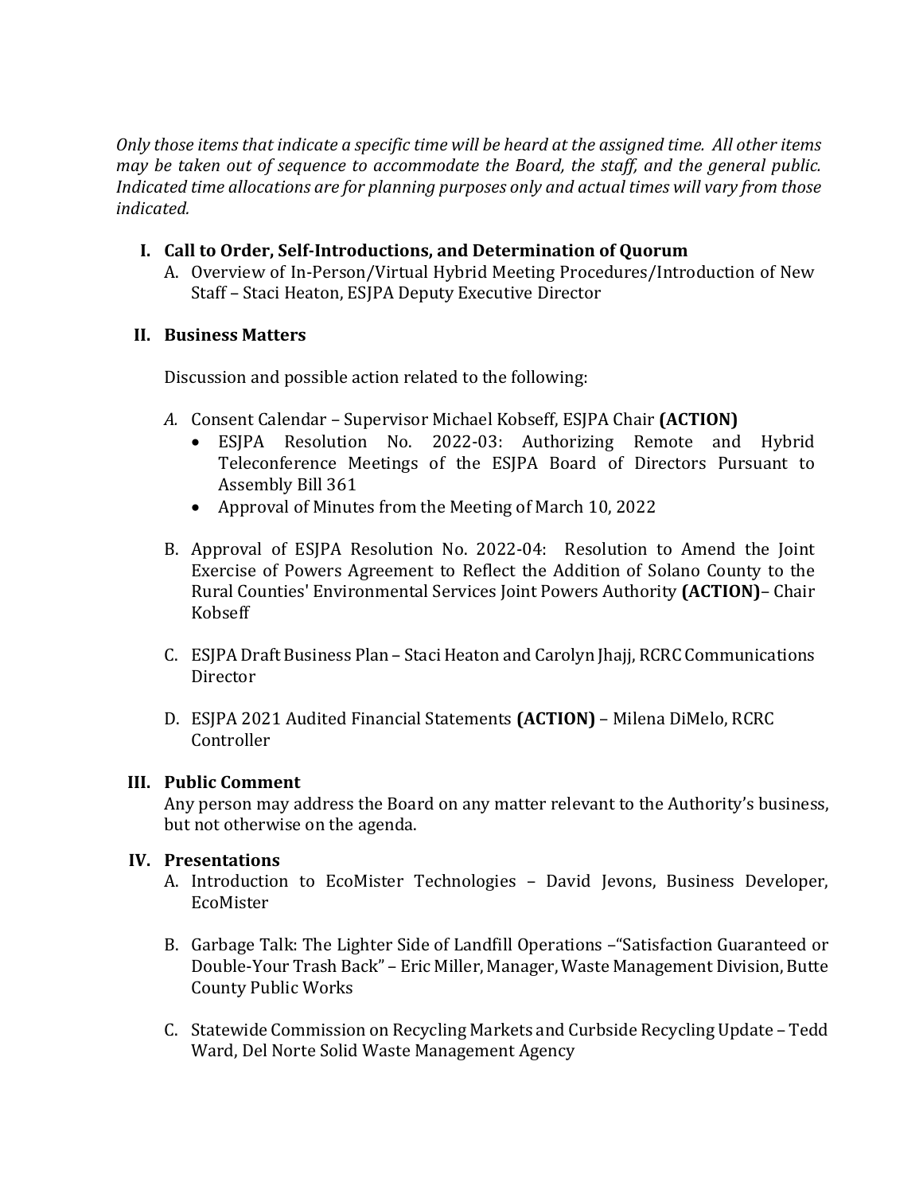*Only those items that indicate a specific time will be heard at the assigned time. All other items may be taken out of sequence to accommodate the Board, the staff, and the general public. Indicated time allocations are for planning purposes only and actual times will vary from those indicated.*

**I. Call to Order, Self-Introductions, and Determination of Quorum**

A. Overview of In-Person/Virtual Hybrid Meeting Procedures/Introduction of New Staff – Staci Heaton, ESJPA Deputy Executive Director

**II. Business Matters**

Discussion and possible action related to the following:

*A.* Consent Calendar – Supervisor Michael Kobseff, ESJPA Chair **(ACTION)**
- ESJPA Resolution No. 2022-03: Authorizing Remote and Hybrid Teleconference Meetings of the ESJPA Board of Directors Pursuant to Assembly Bill 361
- Approval of Minutes from the Meeting of March 10, 2022

B. Approval of ESJPA Resolution No. 2022-04: Resolution to Amend the Joint Exercise of Powers Agreement to Reflect the Addition of Solano County to the Rural Counties' Environmental Services Joint Powers Authority **(ACTION)**– Chair Kobseff

C. ESJPA Draft Business Plan – Staci Heaton and Carolyn Jhajj, RCRC Communications Director

D. ESJPA 2021 Audited Financial Statements **(ACTION)** – Milena DiMelo, RCRC Controller

**III. Public Comment**

Any person may address the Board on any matter relevant to the Authority's business, but not otherwise on the agenda.

**IV. Presentations**

A. Introduction to EcoMister Technologies – David Jevons, Business Developer, EcoMister

B. Garbage Talk: The Lighter Side of Landfill Operations –"Satisfaction Guaranteed or Double-Your Trash Back" – Eric Miller, Manager, Waste Management Division, Butte County Public Works

C. Statewide Commission on Recycling Markets and Curbside Recycling Update – Tedd Ward, Del Norte Solid Waste Management Agency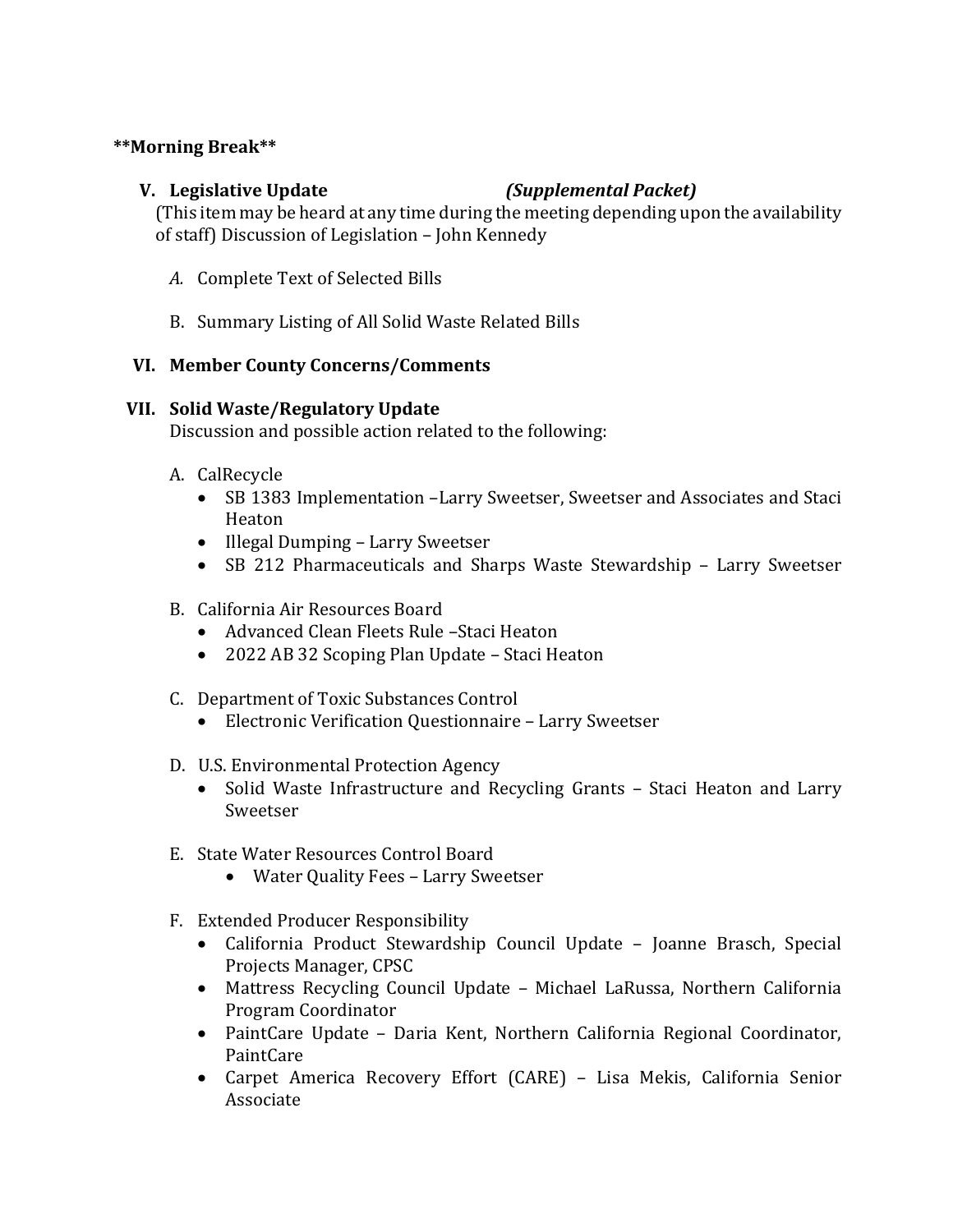**Morning Break**

**V. Legislative Update** *(Supplemental Packet)*

(This item may be heard at any time during the meeting depending upon the availability of staff) Discussion of Legislation – John Kennedy

*A.* Complete Text of Selected Bills

B. Summary Listing of All Solid Waste Related Bills

**VI. Member County Concerns/Comments**

**VII. Solid Waste/Regulatory Update**

Discussion and possible action related to the following:

A. CalRecycle
- SB 1383 Implementation –Larry Sweetser, Sweetser and Associates and Staci Heaton
- Illegal Dumping – Larry Sweetser
- SB 212 Pharmaceuticals and Sharps Waste Stewardship – Larry Sweetser

B. California Air Resources Board
- Advanced Clean Fleets Rule –Staci Heaton
- 2022 AB 32 Scoping Plan Update – Staci Heaton

C. Department of Toxic Substances Control
- Electronic Verification Questionnaire – Larry Sweetser

D. U.S. Environmental Protection Agency
- Solid Waste Infrastructure and Recycling Grants – Staci Heaton and Larry Sweetser

E. State Water Resources Control Board
- Water Quality Fees – Larry Sweetser

F. Extended Producer Responsibility
- California Product Stewardship Council Update – Joanne Brasch, Special Projects Manager, CPSC
- Mattress Recycling Council Update – Michael LaRussa, Northern California Program Coordinator
- PaintCare Update – Daria Kent, Northern California Regional Coordinator, PaintCare
- Carpet America Recovery Effort (CARE) – Lisa Mekis, California Senior Associate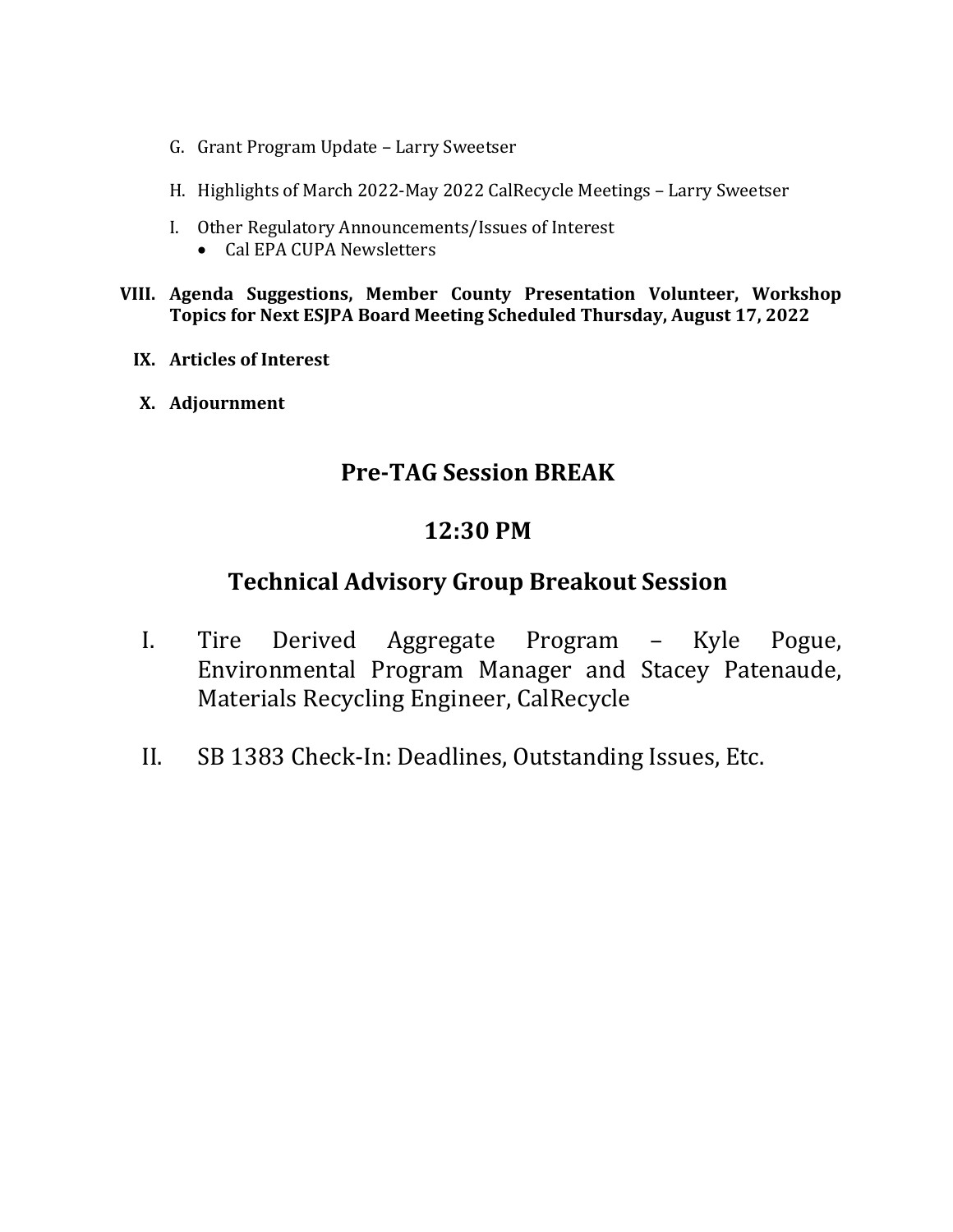G. Grant Program Update – Larry Sweetser

H. Highlights of March 2022-May 2022 CalRecycle Meetings – Larry Sweetser

I. Other Regulatory Announcements/Issues of Interest
   - Cal EPA CUPA Newsletters

**VIII. Agenda Suggestions, Member County Presentation Volunteer, Workshop Topics for Next ESJPA Board Meeting Scheduled Thursday, August 17, 2022**

**IX. Articles of Interest**

**X. Adjournment**

## Pre-TAG Session BREAK

## 12:30 PM

## Technical Advisory Group Breakout Session

I. Tire Derived Aggregate Program – Kyle Pogue, Environmental Program Manager and Stacey Patenaude, Materials Recycling Engineer, CalRecycle

II. SB 1383 Check-In: Deadlines, Outstanding Issues, Etc.